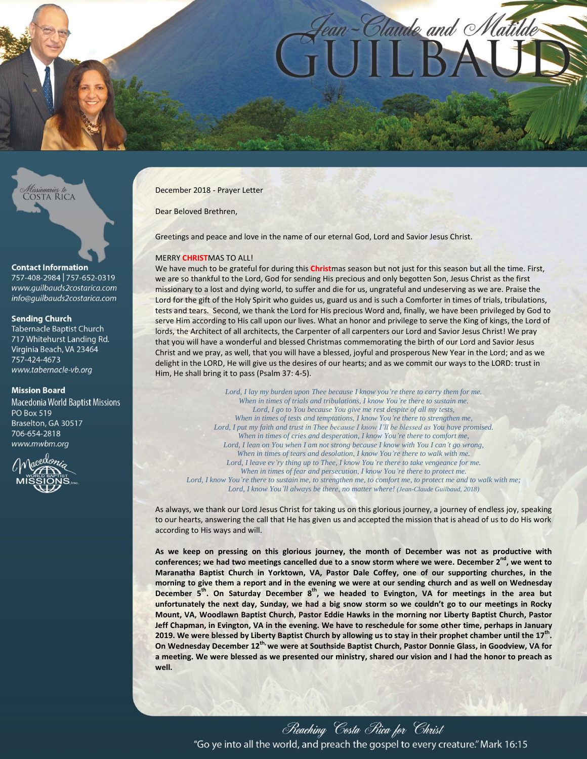# Jean-Claude and Matilde GUILBAUD

*Missionaries to* COSTA RICA

**Contact Information**
757-408-2984 | 757-652-0319
*www.guilbauds2costarica.com*
*info@guilbauds2costarica.com*

**Sending Church**
Tabernacle Baptist Church
717 Whitehurst Landing Rd.
Virginia Beach, VA 23464
757-424-4673
*www.tabernacle-vb.org*

**Mission Board**
Macedonia World Baptist Missions
PO Box 519
Braselton, GA 30517
706-654-2818
*www.mwbm.org*

December 2018 - Prayer Letter

Dear Beloved Brethren,

Greetings and peace and love in the name of our eternal God, Lord and Savior Jesus Christ.

MERRY **CHRIST**MAS TO ALL!
We have much to be grateful for during this **Christ**mas season but not just for this season but all the time. First, we are so thankful to the Lord, God for sending His precious and only begotten Son, Jesus Christ as the first missionary to a lost and dying world, to suffer and die for us, ungrateful and undeserving as we are. Praise the Lord for the gift of the Holy Spirit who guides us, guard us and is such a Comforter in times of trials, tribulations, tests and tears. Second, we thank the Lord for His precious Word and, finally, we have been privileged by God to serve Him according to His call upon our lives. What an honor and privilege to serve the King of kings, the Lord of lords, the Architect of all architects, the Carpenter of all carpenters our Lord and Savior Jesus Christ! We pray that you will have a wonderful and blessed Christmas commemorating the birth of our Lord and Savior Jesus Christ and we pray, as well, that you will have a blessed, joyful and prosperous New Year in the Lord; and as we delight in the LORD, He will give us the desires of our hearts; and as we commit our ways to the LORD: trust in Him, He shall bring it to pass (Psalm 37: 4-5).

*Lord, I lay my burden upon Thee because I know you're there to carry them for me.*
*When in times of trials and tribulations, I know You're there to sustain me.*
*Lord, I go to You because You give me rest despite of all my tests,*
*When in times of tests and temptations, I know You're there to strengthen me,*
*Lord, I put my faith and trust in Thee because I know I'll be blessed as You have promised.*
*When in times of cries and desperation, I know You're there to comfort me,*
*Lord, I lean on You when I am not strong because I know with You I can't go wrong,*
*When in times of tears and desolation, I know You're there to walk with me.*
*Lord, I leave ev'ry thing up to Thee, I know You're there to take vengeance for me.*
*When in times of fear and persecution, I know You're there to protect me.*
*Lord, I know You're there to sustain me, to strengthen me, to comfort me, to protect me and to walk with me;*
*Lord, I know You'll always be there, no matter where! (Jean-Claude Guilbaud, 2018)*

As always, we thank our Lord Jesus Christ for taking us on this glorious journey, a journey of endless joy, speaking to our hearts, answering the call that He has given us and accepted the mission that is ahead of us to do His work according to His ways and will.

**As we keep on pressing on this glorious journey, the month of December was not as productive with conferences; we had two meetings cancelled due to a snow storm where we were. December 2nd, we went to Maranatha Baptist Church in Yorktown, VA, Pastor Dale Coffey, one of our supporting churches, in the morning to give them a report and in the evening we were at our sending church and as well on Wednesday December 5th. On Saturday December 8th, we headed to Evington, VA for meetings in the area but unfortunately the next day, Sunday, we had a big snow storm so we couldn't go to our meetings in Rocky Mount, VA, Woodlawn Baptist Church, Pastor Eddie Hawks in the morning nor Liberty Baptist Church, Pastor Jeff Chapman, in Evington, VA in the evening. We have to reschedule for some other time, perhaps in January 2019. We were blessed by Liberty Baptist Church by allowing us to stay in their prophet chamber until the 17th. On Wednesday December 12th, we were at Southside Baptist Church, Pastor Donnie Glass, in Goodview, VA for a meeting. We were blessed as we presented our ministry, shared our vision and I had the honor to preach as well.**

*Reaching Costa Rica for Christ*
"Go ye into all the world, and preach the gospel to every creature." Mark 16:15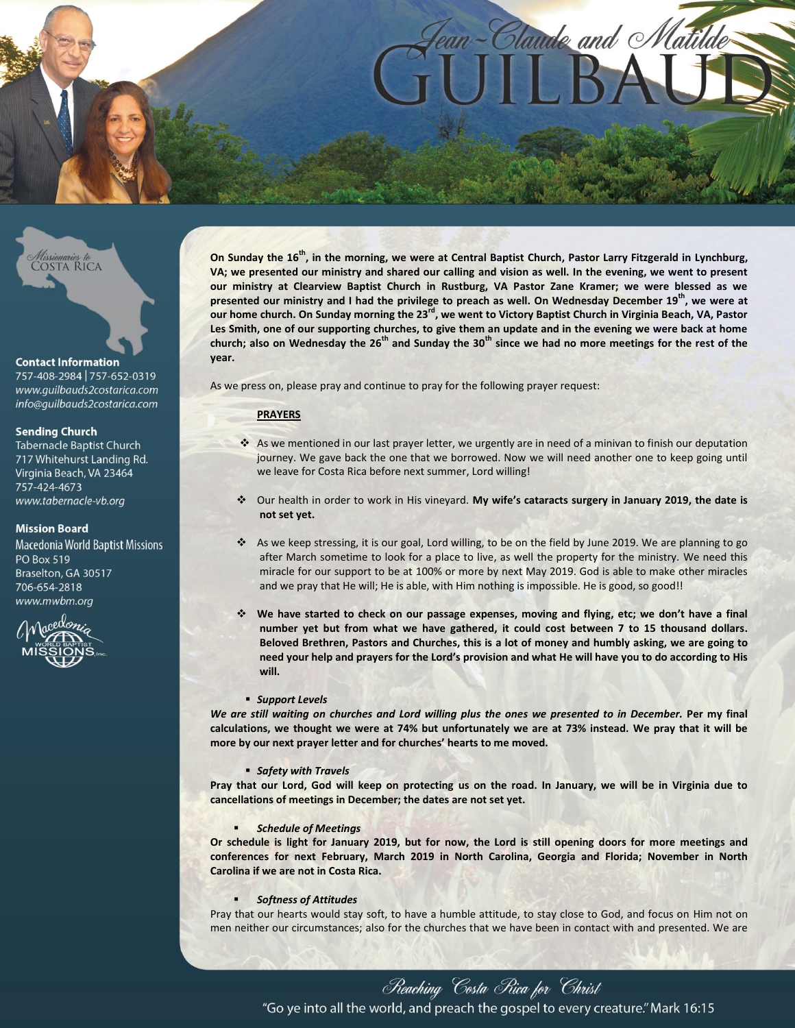# Jean-Claude and Matilde GUILBAUD

*Missionaries to* COSTA RICA

**Contact Information**
757-408-2984 | 757-652-0319
*www.guilbauds2costarica.com*
*info@guilbauds2costarica.com*

**Sending Church**
Tabernacle Baptist Church
717 Whitehurst Landing Rd.
Virginia Beach, VA 23464
757-424-4673
*www.tabernacle-vb.org*

**Mission Board**
Macedonia World Baptist Missions
PO Box 519
Braselton, GA 30517
706-654-2818
*www.mwbm.org*

**On Sunday the 16th, in the morning, we were at Central Baptist Church, Pastor Larry Fitzgerald in Lynchburg, VA; we presented our ministry and shared our calling and vision as well. In the evening, we went to present our ministry at Clearview Baptist Church in Rustburg, VA Pastor Zane Kramer; we were blessed as we presented our ministry and I had the privilege to preach as well. On Wednesday December 19th, we were at our home church. On Sunday morning the 23rd, we went to Victory Baptist Church in Virginia Beach, VA, Pastor Les Smith, one of our supporting churches, to give them an update and in the evening we were back at home church; also on Wednesday the 26th and Sunday the 30th since we had no more meetings for the rest of the year.**

As we press on, please pray and continue to pray for the following prayer request:

**PRAYERS**

- As we mentioned in our last prayer letter, we urgently are in need of a minivan to finish our deputation journey. We gave back the one that we borrowed. Now we will need another one to keep going until we leave for Costa Rica before next summer, Lord willing!
- Our health in order to work in His vineyard. **My wife's cataracts surgery in January 2019, the date is not set yet.**
- As we keep stressing, it is our goal, Lord willing, to be on the field by June 2019. We are planning to go after March sometime to look for a place to live, as well the property for the ministry. We need this miracle for our support to be at 100% or more by next May 2019. God is able to make other miracles and we pray that He will; He is able, with Him nothing is impossible. He is good, so good!!
- **We have started to check on our passage expenses, moving and flying, etc; we don't have a final number yet but from what we have gathered, it could cost between 7 to 15 thousand dollars. Beloved Brethren, Pastors and Churches, this is a lot of money and humbly asking, we are going to need your help and prayers for the Lord's provision and what He will have you to do according to His will.**

- ***Support Levels***

***We are still waiting on churches and Lord willing plus the ones we presented to in December.*** **Per my final calculations, we thought we were at 74% but unfortunately we are at 73% instead. We pray that it will be more by our next prayer letter and for churches' hearts to me moved.**

- ***Safety with Travels***

**Pray that our Lord, God will keep on protecting us on the road. In January, we will be in Virginia due to cancellations of meetings in December; the dates are not set yet.**

- ***Schedule of Meetings***

**Or schedule is light for January 2019, but for now, the Lord is still opening doors for more meetings and conferences for next February, March 2019 in North Carolina, Georgia and Florida; November in North Carolina if we are not in Costa Rica.**

- ***Softness of Attitudes***

Pray that our hearts would stay soft, to have a humble attitude, to stay close to God, and focus on Him not on men neither our circumstances; also for the churches that we have been in contact with and presented. We are

*Reaching Costa Rica for Christ*

"Go ye into all the world, and preach the gospel to every creature." Mark 16:15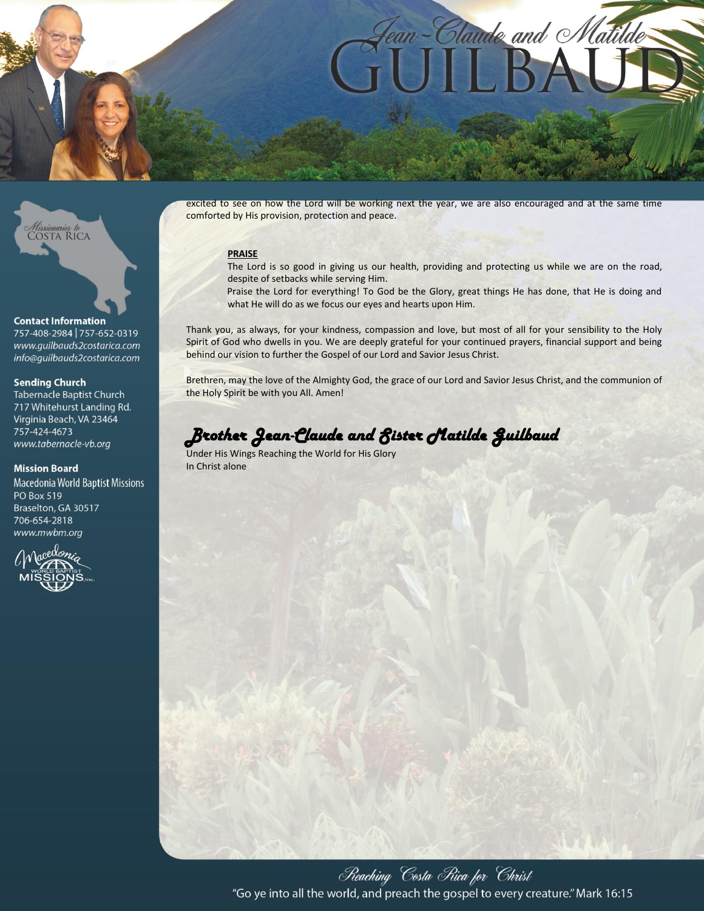excited to see on how the Lord will be working next the year, we are also encouraged and at the same time comforted by His provision, protection and peace.

**PRAISE**

The Lord is so good in giving us our health, providing and protecting us while we are on the road, despite of setbacks while serving Him.

Praise the Lord for everything! To God be the Glory, great things He has done, that He is doing and what He will do as we focus our eyes and hearts upon Him.

Thank you, as always, for your kindness, compassion and love, but most of all for your sensibility to the Holy Spirit of God who dwells in you. We are deeply grateful for your continued prayers, financial support and being behind our vision to further the Gospel of our Lord and Savior Jesus Christ.

Brethren, may the love of the Almighty God, the grace of our Lord and Savior Jesus Christ, and the communion of the Holy Spirit be with you All. Amen!

***Brother Jean-Claude and Sister Matilde Guilbaud***

Under His Wings Reaching the World for His Glory
In Christ alone

Missionaries to Costa Rica

**Contact Information**
757-408-2984 | 757-652-0319
*www.guilbauds2costarica.com*
*info@guilbauds2costarica.com*

**Sending Church**
Tabernacle Baptist Church
717 Whitehurst Landing Rd.
Virginia Beach, VA 23464
757-424-4673
*www.tabernacle-vb.org*

**Mission Board**
Macedonia World Baptist Missions
PO Box 519
Braselton, GA 30517
706-654-2818
*www.mwbm.org*

*Reaching Costa Rica for Christ*

"Go ye into all the world, and preach the gospel to every creature." Mark 16:15